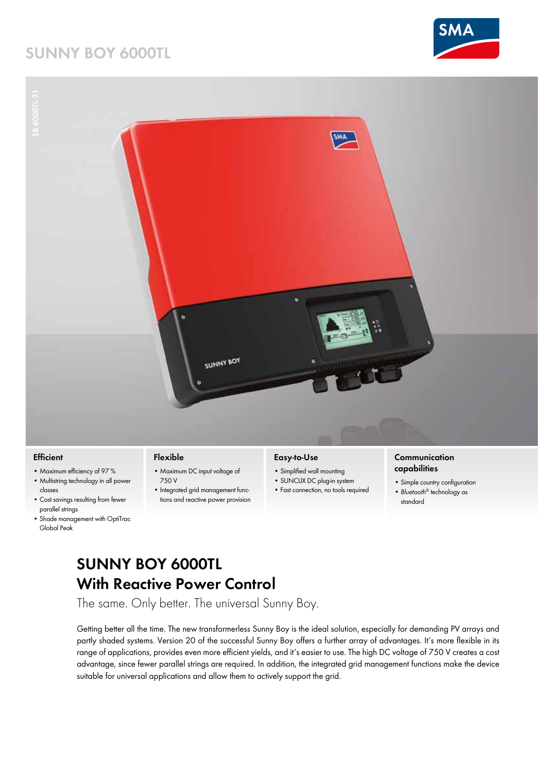# SUNNY BOY 6000TL

SB 6000TL-21

### Efficient

- Maximum efficiency of 97 %
- Multistring technology in all power classes
- Cost savings resulting from fewer parallel strings
- Shade management with OptiTrac Global Peak

### Flexible

- Maximum DC input voltage of 750 V
- Integrated grid management functions and reactive power provision

### Easy-to-Use

- Simplified wall mounting
- SUNCLIX DC plug-in system
- Fast connection, no tools required

### Communication capabilities

- Simple country configuration
- *Bluetooth*® technology as standard

## SUNNY BOY 6000TL
## With Reactive Power Control

The same. Only better. The universal Sunny Boy.

Getting better all the time. The new transformerless Sunny Boy is the ideal solution, especially for demanding PV arrays and partly shaded systems. Version 20 of the successful Sunny Boy offers a further array of advantages. It's more flexible in its range of applications, provides even more efficient yields, and it's easier to use. The high DC voltage of 750 V creates a cost advantage, since fewer parallel strings are required. In addition, the integrated grid management functions make the device suitable for universal applications and allow them to actively support the grid.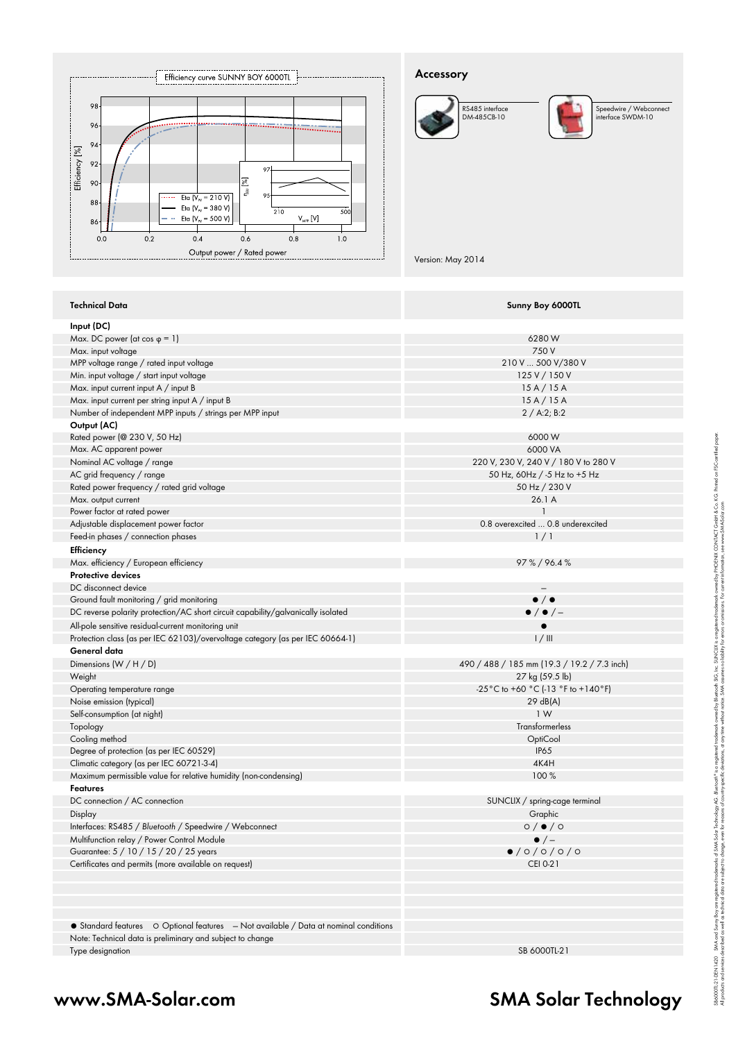Efficiency curve SUNNY BOY 6000TL

98
96
94
92
90
88
86
Efficiency [%]
0.0 0.2 0.4 0.6 0.8 1.0
Output power / Rated power

Eta ($V_{PV}$ = 210 V)
Eta ($V_{PV}$ = 380 V)
Eta ($V_{PV}$ = 500 V)

97
95
$\eta_{EU}$ [%]
210 500
$V_{MPP}$ [V]

## Accessory

RS485 interface DM-485CB-10

Speedwire / Webconnect interface SWDM-10

Version: May 2014

| Technical Data | Sunny Boy 6000TL |
|---|---|
| **Input (DC)** | |
| Max. DC power (at cos φ = 1) | 6280 W |
| Max. input voltage | 750 V |
| MPP voltage range / rated input voltage | 210 V ... 500 V/380 V |
| Min. input voltage / start input voltage | 125 V / 150 V |
| Max. input current input A / input B | 15 A / 15 A |
| Max. input current per string input A / input B | 15 A / 15 A |
| Number of independent MPP inputs / strings per MPP input | 2 / A:2; B:2 |
| **Output (AC)** | |
| Rated power (@ 230 V, 50 Hz) | 6000 W |
| Max. AC apparent power | 6000 VA |
| Nominal AC voltage / range | 220 V, 230 V, 240 V / 180 V to 280 V |
| AC grid frequency / range | 50 Hz, 60Hz / -5 Hz to +5 Hz |
| Rated power frequency / rated grid voltage | 50 Hz / 230 V |
| Max. output current | 26.1 A |
| Power factor at rated power | 1 |
| Adjustable displacement power factor | 0.8 overexcited ... 0.8 underexcited |
| Feed-in phases / connection phases | 1 / 1 |
| **Efficiency** | |
| Max. efficiency / European efficiency | 97 % / 96.4 % |
| **Protective devices** | |
| DC disconnect device | – |
| Ground fault monitoring / grid monitoring | ● / ● |
| DC reverse polarity protection/AC short circuit capability/galvanically isolated | ● / ● / – |
| All-pole sensitive residual-current monitoring unit | ● |
| Protection class (as per IEC 62103)/overvoltage category (as per IEC 60664-1) | I / III |
| **General data** | |
| Dimensions (W / H / D) | 490 / 488 / 185 mm (19.3 / 19.2 / 7.3 inch) |
| Weight | 27 kg (59.5 lb) |
| Operating temperature range | -25 °C to +60 °C (-13 °F to +140 °F) |
| Noise emission (typical) | 29 dB(A) |
| Self-consumption (at night) | 1 W |
| Topology | Transformerless |
| Cooling method | OptiCool |
| Degree of protection (as per IEC 60529) | IP65 |
| Climatic category (as per IEC 60721-3-4) | 4K4H |
| Maximum permissible value for relative humidity (non-condensing) | 100 % |
| **Features** | |
| DC connection / AC connection | SUNCLIX / spring-cage terminal |
| Display | Graphic |
| Interfaces: RS485 / *Bluetooth* / Speedwire / Webconnect | ○ / ● / ○ |
| Multifunction relay / Power Control Module | ● / – |
| Guarantee: 5 / 10 / 15 / 20 / 25 years | ● / ○ / ○ / ○ / ○ |
| Certificates and permits (more available on request) | CEI 0-21 |
| ● Standard features ○ Optional features – Not available / Data at nominal conditions | |
| Note: Technical data is preliminary and subject to change | |
| Type designation | SB 6000TL-21 |

www.SMA-Solar.com

SMA Solar Technology

SB6000TL-21-DEN1420 SMA and Sunny Boy are registered trademarks of SMA Solar Technology AG. *Bluetooth*® is a registered trademark owned by Bluetooth SIG, Inc. SUNCLIX is a registered trademark owned by PHOENIX CONTACT GmbH & Co. KG. Printed on FSC-certified paper. All products and services described as well as technical data are subject to change, even for reasons of country-specific deviations, at any time without notice. SMA assumes no liability for errors or omissions. For current information, see www.SMA-Solar.com